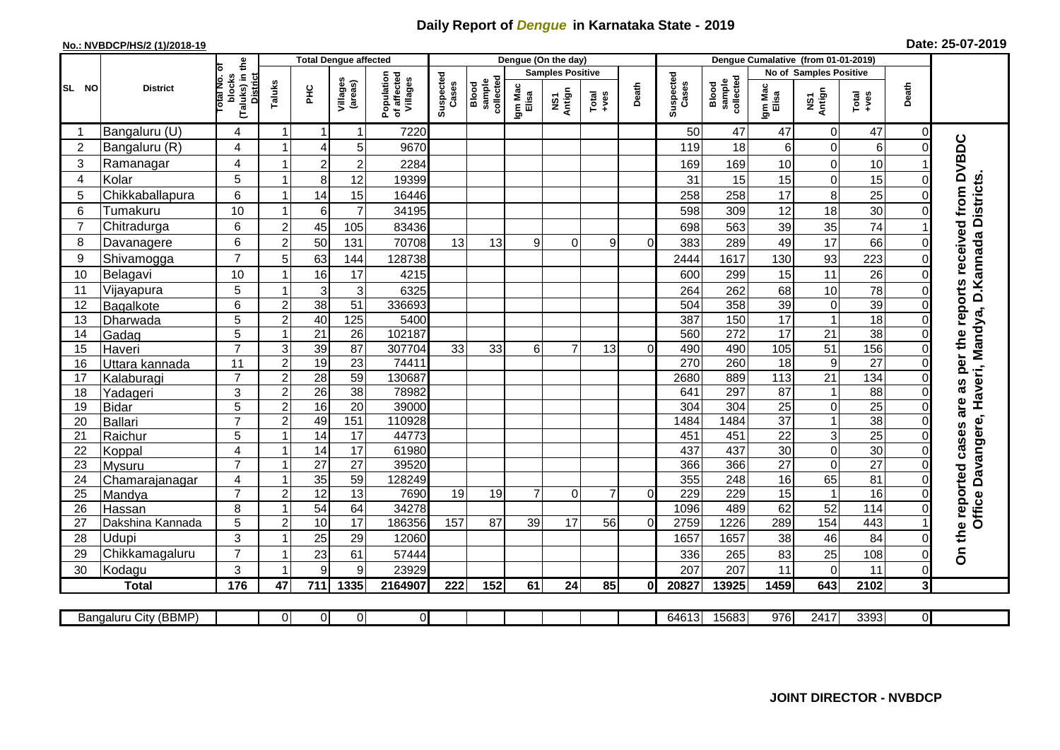# Daily Report of *Dengue* in Karnataka State - 2019

**No.: NVBDCP/HS/2 (1)/2018-19**

**Date: 25-07-2019**

| SL NO | District | Total No. of blocks (Taluks) in the District | Total Dengue affected | | | | Dengue (On the day) | | | | | | Dengue Cumalative (from 01-01-2019) | | | | | | |
|---|---|---|---|---|---|---|---|---|---|---|---|---|---|---|---|---|---|---|---|
| | | | Taluks | PHC | Villages (areas) | Population of affected Villages | Suspected Cases | Blood sample collected | Samples Positive | | | Death | Suspected Cases | Blood sample collected | No of Samples Positive | | | Death | |
| | | | | | | | | | Igm Mac Elisa | NS1 Antign | Total +ves | | | | Igm Mac Elisa | NS1 Antign | Total +ves | | |
| 1 | Bangaluru (U) | 4 | 1 | 1 | 1 | 7220 | | | | | | | 50 | 47 | 47 | 0 | 47 | 0 | On the reported cases are as per the reports received from DVBDC Office Davangere, Haveri, Mandya, D.Kannada Districts. |
| 2 | Bangaluru (R) | 4 | 1 | 4 | 5 | 9670 | | | | | | | 119 | 18 | 6 | 0 | 6 | 0 | |
| 3 | Ramanagar | 4 | 1 | 2 | 2 | 2284 | | | | | | | 169 | 169 | 10 | 0 | 10 | 1 | |
| 4 | Kolar | 5 | 1 | 8 | 12 | 19399 | | | | | | | 31 | 15 | 15 | 0 | 15 | 0 | |
| 5 | Chikkaballapura | 6 | 1 | 14 | 15 | 16446 | | | | | | | 258 | 258 | 17 | 8 | 25 | 0 | |
| 6 | Tumakuru | 10 | 1 | 6 | 7 | 34195 | | | | | | | 598 | 309 | 12 | 18 | 30 | 0 | |
| 7 | Chitradurga | 6 | 2 | 45 | 105 | 83436 | | | | | | | 698 | 563 | 39 | 35 | 74 | 1 | |
| 8 | Davanagere | 6 | 2 | 50 | 131 | 70708 | 13 | 13 | 9 | 0 | 9 | 0 | 383 | 289 | 49 | 17 | 66 | 0 | |
| 9 | Shivamogga | 7 | 5 | 63 | 144 | 128738 | | | | | | | 2444 | 1617 | 130 | 93 | 223 | 0 | |
| 10 | Belagavi | 10 | 1 | 16 | 17 | 4215 | | | | | | | 600 | 299 | 15 | 11 | 26 | 0 | |
| 11 | Vijayapura | 5 | 1 | 3 | 3 | 6325 | | | | | | | 264 | 262 | 68 | 10 | 78 | 0 | |
| 12 | Bagalkote | 6 | 2 | 38 | 51 | 336693 | | | | | | | 504 | 358 | 39 | 0 | 39 | 0 | |
| 13 | Dharwada | 5 | 2 | 40 | 125 | 5400 | | | | | | | 387 | 150 | 17 | 1 | 18 | 0 | |
| 14 | Gadag | 5 | 1 | 21 | 26 | 102187 | | | | | | | 560 | 272 | 17 | 21 | 38 | 0 | |
| 15 | Haveri | 7 | 3 | 39 | 87 | 307704 | 33 | 33 | 6 | 7 | 13 | 0 | 490 | 490 | 105 | 51 | 156 | 0 | |
| 16 | Uttara kannada | 11 | 2 | 19 | 23 | 74411 | | | | | | | 270 | 260 | 18 | 9 | 27 | 0 | |
| 17 | Kalaburagi | 7 | 2 | 28 | 59 | 130687 | | | | | | | 2680 | 889 | 113 | 21 | 134 | 0 | |
| 18 | Yadageri | 3 | 2 | 26 | 38 | 78982 | | | | | | | 641 | 297 | 87 | 1 | 88 | 0 | |
| 19 | Bidar | 5 | 2 | 16 | 20 | 39000 | | | | | | | 304 | 304 | 25 | 0 | 25 | 0 | |
| 20 | Ballari | 7 | 2 | 49 | 151 | 110928 | | | | | | | 1484 | 1484 | 37 | 1 | 38 | 0 | |
| 21 | Raichur | 5 | 1 | 14 | 17 | 44773 | | | | | | | 451 | 451 | 22 | 3 | 25 | 0 | |
| 22 | Koppal | 4 | 1 | 14 | 17 | 61980 | | | | | | | 437 | 437 | 30 | 0 | 30 | 0 | |
| 23 | Mysuru | 7 | 1 | 27 | 27 | 39520 | | | | | | | 366 | 366 | 27 | 0 | 27 | 0 | |
| 24 | Chamarajanagar | 4 | 1 | 35 | 59 | 128249 | | | | | | | 355 | 248 | 16 | 65 | 81 | 0 | |
| 25 | Mandya | 7 | 2 | 12 | 13 | 7690 | 19 | 19 | 7 | 0 | 7 | 0 | 229 | 229 | 15 | 1 | 16 | 0 | |
| 26 | Hassan | 8 | 1 | 54 | 64 | 34278 | | | | | | | 1096 | 489 | 62 | 52 | 114 | 0 | |
| 27 | Dakshina Kannada | 5 | 2 | 10 | 17 | 186356 | 157 | 87 | 39 | 17 | 56 | 0 | 2759 | 1226 | 289 | 154 | 443 | 1 | |
| 28 | Udupi | 3 | 1 | 25 | 29 | 12060 | | | | | | | 1657 | 1657 | 38 | 46 | 84 | 0 | |
| 29 | Chikkamagaluru | 7 | 1 | 23 | 61 | 57444 | | | | | | | 336 | 265 | 83 | 25 | 108 | 0 | |
| 30 | Kodagu | 3 | 1 | 9 | 9 | 23929 | | | | | | | 207 | 207 | 11 | 0 | 11 | 0 | |
| **Total** | | **176** | **47** | **711** | **1335** | **2164907** | **222** | **152** | **61** | **24** | **85** | **0** | **20827** | **13925** | **1459** | **643** | **2102** | **3** | |
| Bangaluru City (BBMP) | | | 0 | 0 | 0 | 0 | | | | | | | 64613 | 15683 | 976 | 2417 | 3393 | 0 | |

**JOINT DIRECTOR - NVBDCP**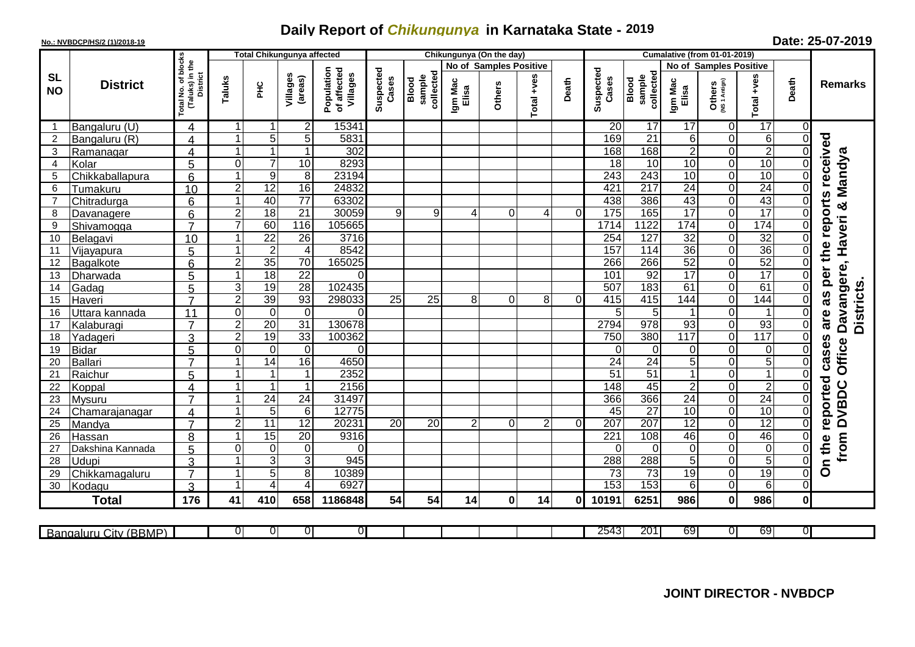# Daily Report of *Chikungunya* in Karnataka State - 2019

**No.: NVBDCP/HS/2 (1)/2018-19**

**Date: 25-07-2019**

| SL NO | District | Total No. of blocks (Taluks) in the District | Total Chikungunya affected | | | | Chikungunya (On the day) | | | | | | | Cumalative (from 01-01-2019) | | | | | | | Remarks |
|---|---|---|---|---|---|---|---|---|---|---|---|---|---|---|---|---|---|---|---|---|---|
| | | | Taluks | PHC | Villages (areas) | Population of affected Villages | Suspected Cases | Blood sample collected | No of Samples Positive | | | Death | Suspected Cases | Blood sample collected | No of Samples Positive | | | Death | |
| | | | | | | | | | Igm Mac Elisa | Others | Total +ves | | | | Igm Mac Elisa | Others (NS 1 Antign) | Total +ves | | |
| 1 | Bangaluru (U) | 4 | 1 | 1 | 2 | 15341 | | | | | | | 20 | 17 | 17 | 0 | 17 | 0 | On the reported cases are as per the reports received from DVBDC Office Davangere, Haveri & Mandya Districts. |
| 2 | Bangaluru (R) | 4 | 1 | 5 | 5 | 5831 | | | | | | | 169 | 21 | 6 | 0 | 6 | 0 | |
| 3 | Ramanagar | 4 | 1 | 1 | 1 | 302 | | | | | | | 168 | 168 | 2 | 0 | 2 | 0 | |
| 4 | Kolar | 5 | 0 | 7 | 10 | 8293 | | | | | | | 18 | 10 | 10 | 0 | 10 | 0 | |
| 5 | Chikkaballapura | 6 | 1 | 9 | 8 | 23194 | | | | | | | 243 | 243 | 10 | 0 | 10 | 0 | |
| 6 | Tumakuru | 10 | 2 | 12 | 16 | 24832 | | | | | | | 421 | 217 | 24 | 0 | 24 | 0 | |
| 7 | Chitradurga | 6 | 1 | 40 | 77 | 63302 | | | | | | | 438 | 386 | 43 | 0 | 43 | 0 | |
| 8 | Davanagere | 6 | 2 | 18 | 21 | 30059 | 9 | 9 | 4 | 0 | 4 | 0 | 175 | 165 | 17 | 0 | 17 | 0 | |
| 9 | Shivamogga | 7 | 7 | 60 | 116 | 105665 | | | | | | | 1714 | 1122 | 174 | 0 | 174 | 0 | |
| 10 | Belagavi | 10 | 1 | 22 | 26 | 3716 | | | | | | | 254 | 127 | 32 | 0 | 32 | 0 | |
| 11 | Vijayapura | 5 | 1 | 2 | 4 | 8542 | | | | | | | 157 | 114 | 36 | 0 | 36 | 0 | |
| 12 | Bagalkote | 6 | 2 | 35 | 70 | 165025 | | | | | | | 266 | 266 | 52 | 0 | 52 | 0 | |
| 13 | Dharwada | 5 | 1 | 18 | 22 | 0 | | | | | | | 101 | 92 | 17 | 0 | 17 | 0 | |
| 14 | Gadag | 5 | 3 | 19 | 28 | 102435 | | | | | | | 507 | 183 | 61 | 0 | 61 | 0 | |
| 15 | Haveri | 7 | 2 | 39 | 93 | 298033 | 25 | 25 | 8 | 0 | 8 | 0 | 415 | 415 | 144 | 0 | 144 | 0 | |
| 16 | Uttara kannada | 11 | 0 | 0 | 0 | 0 | | | | | | | 5 | 5 | 1 | 0 | 1 | 0 | |
| 17 | Kalaburagi | 7 | 2 | 20 | 31 | 130678 | | | | | | | 2794 | 978 | 93 | 0 | 93 | 0 | |
| 18 | Yadageri | 3 | 2 | 19 | 33 | 100362 | | | | | | | 750 | 380 | 117 | 0 | 117 | 0 | |
| 19 | Bidar | 5 | 0 | 0 | 0 | 0 | | | | | | | 0 | 0 | 0 | 0 | 0 | 0 | |
| 20 | Ballari | 7 | 1 | 14 | 16 | 4650 | | | | | | | 24 | 24 | 5 | 0 | 5 | 0 | |
| 21 | Raichur | 5 | 1 | 1 | 1 | 2352 | | | | | | | 51 | 51 | 1 | 0 | 1 | 0 | |
| 22 | Koppal | 4 | 1 | 1 | 1 | 2156 | | | | | | | 148 | 45 | 2 | 0 | 2 | 0 | |
| 23 | Mysuru | 7 | 1 | 24 | 24 | 31497 | | | | | | | 366 | 366 | 24 | 0 | 24 | 0 | |
| 24 | Chamarajanagar | 4 | 1 | 5 | 6 | 12775 | | | | | | | 45 | 27 | 10 | 0 | 10 | 0 | |
| 25 | Mandya | 7 | 2 | 11 | 12 | 20231 | 20 | 20 | 2 | 0 | 2 | 0 | 207 | 207 | 12 | 0 | 12 | 0 | |
| 26 | Hassan | 8 | 1 | 15 | 20 | 9316 | | | | | | | 221 | 108 | 46 | 0 | 46 | 0 | |
| 27 | Dakshina Kannada | 5 | 0 | 0 | 0 | 0 | | | | | | | 0 | 0 | 0 | 0 | 0 | 0 | |
| 28 | Udupi | 3 | 1 | 3 | 3 | 945 | | | | | | | 288 | 288 | 5 | 0 | 5 | 0 | |
| 29 | Chikkamagaluru | 7 | 1 | 5 | 8 | 10389 | | | | | | | 73 | 73 | 19 | 0 | 19 | 0 | |
| 30 | Kodagu | 3 | 1 | 4 | 4 | 6927 | | | | | | | 153 | 153 | 6 | 0 | 6 | 0 | |
| **Total** | | **176** | **41** | **410** | **658** | **1186848** | **54** | **54** | **14** | **0** | **14** | **0** | **10191** | **6251** | **986** | **0** | **986** | **0** | |

| | | | | | | | | | | | | | | | | | | | |
|---|---|---|---|---|---|---|---|---|---|---|---|---|---|---|---|---|---|---|---|
| Bangaluru City (BBMP) | | 0 | 0 | 0 | 0 | | | | | | | 2543 | 201 | 69 | 0 | 69 | 0 | |

**JOINT DIRECTOR - NVBDCP**